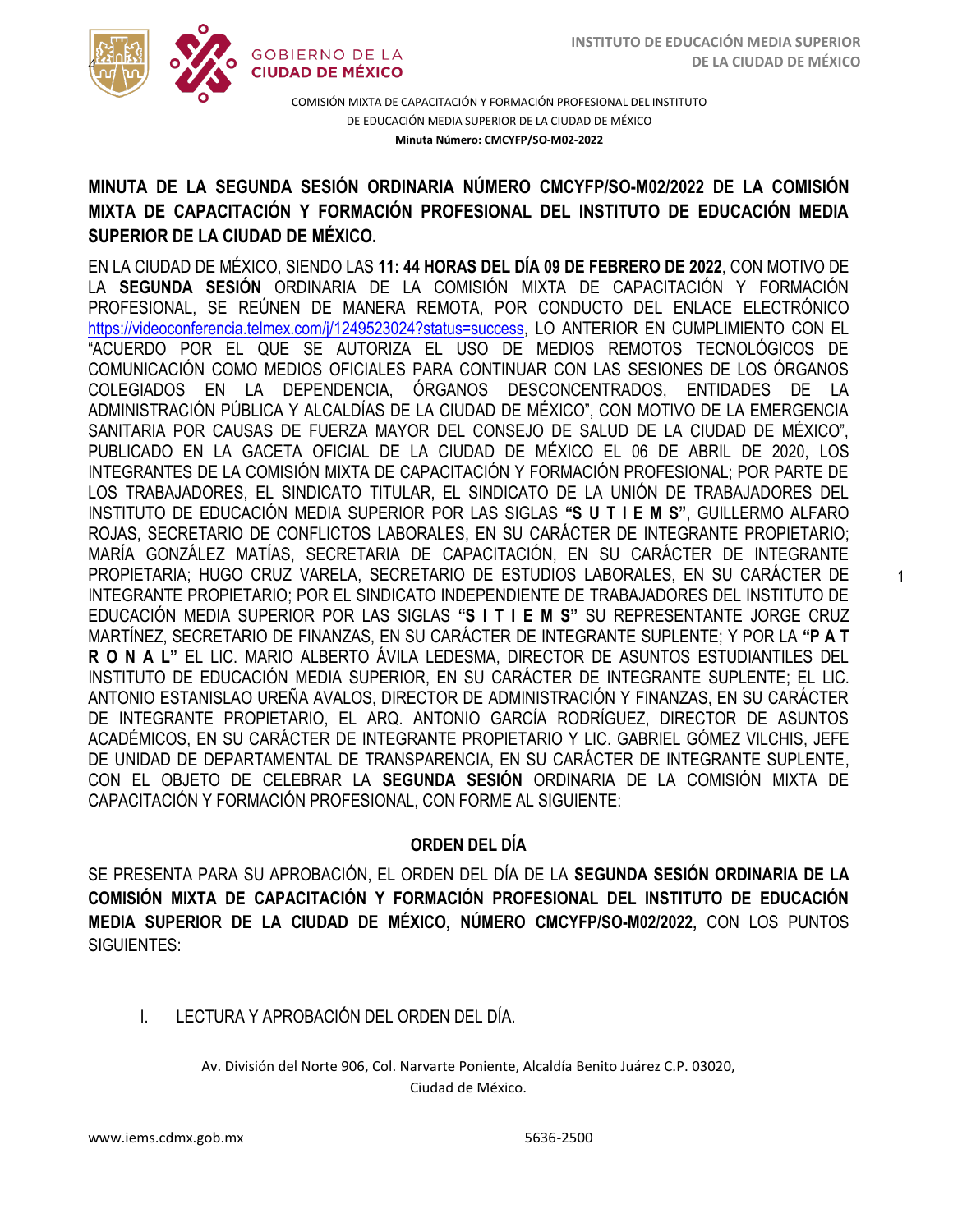COMISIÓN MIXTA DE CAPACITACIÓN Y FORMACIÓN PROFESIONAL DEL INSTITUTO DE EDUCACIÓN MEDIA SUPERIOR DE LA CIUDAD DE MÉXICO

**Minuta Número: CMCYFP/SO-M02-2022**

## MINUTA DE LA SEGUNDA SESIÓN ORDINARIA NÚMERO CMCYFP/SO-M02/2022 DE LA COMISIÓN MIXTA DE CAPACITACIÓN Y FORMACIÓN PROFESIONAL DEL INSTITUTO DE EDUCACIÓN MEDIA SUPERIOR DE LA CIUDAD DE MÉXICO.

EN LA CIUDAD DE MÉXICO, SIENDO LAS **11: 44 HORAS DEL DÍA 09 DE FEBRERO DE 2022**, CON MOTIVO DE LA **SEGUNDA SESIÓN** ORDINARIA DE LA COMISIÓN MIXTA DE CAPACITACIÓN Y FORMACIÓN PROFESIONAL, SE REÚNEN DE MANERA REMOTA, POR CONDUCTO DEL ENLACE ELECTRÓNICO https://videoconferencia.telmex.com/j/1249523024?status=success, LO ANTERIOR EN CUMPLIMIENTO CON EL "ACUERDO POR EL QUE SE AUTORIZA EL USO DE MEDIOS REMOTOS TECNOLÓGICOS DE COMUNICACIÓN COMO MEDIOS OFICIALES PARA CONTINUAR CON LAS SESIONES DE LOS ÓRGANOS COLEGIADOS EN LA DEPENDENCIA, ÓRGANOS DESCONCENTRADOS, ENTIDADES DE LA ADMINISTRACIÓN PÚBLICA Y ALCALDÍAS DE LA CIUDAD DE MÉXICO", CON MOTIVO DE LA EMERGENCIA SANITARIA POR CAUSAS DE FUERZA MAYOR DEL CONSEJO DE SALUD DE LA CIUDAD DE MÉXICO", PUBLICADO EN LA GACETA OFICIAL DE LA CIUDAD DE MÉXICO EL 06 DE ABRIL DE 2020, LOS INTEGRANTES DE LA COMISIÓN MIXTA DE CAPACITACIÓN Y FORMACIÓN PROFESIONAL; POR PARTE DE LOS TRABAJADORES, EL SINDICATO TITULAR, EL SINDICATO DE LA UNIÓN DE TRABAJADORES DEL INSTITUTO DE EDUCACIÓN MEDIA SUPERIOR POR LAS SIGLAS **"S U T I E M S"**, GUILLERMO ALFARO ROJAS, SECRETARIO DE CONFLICTOS LABORALES, EN SU CARÁCTER DE INTEGRANTE PROPIETARIO; MARÍA GONZÁLEZ MATÍAS, SECRETARIA DE CAPACITACIÓN, EN SU CARÁCTER DE INTEGRANTE PROPIETARIA; HUGO CRUZ VARELA, SECRETARIO DE ESTUDIOS LABORALES, EN SU CARÁCTER DE INTEGRANTE PROPIETARIO; POR EL SINDICATO INDEPENDIENTE DE TRABAJADORES DEL INSTITUTO DE EDUCACIÓN MEDIA SUPERIOR POR LAS SIGLAS **"S I T I E M S"** SU REPRESENTANTE JORGE CRUZ MARTÍNEZ, SECRETARIO DE FINANZAS, EN SU CARÁCTER DE INTEGRANTE SUPLENTE; Y POR LA **"P A T R O N A L"** EL LIC. MARIO ALBERTO ÁVILA LEDESMA, DIRECTOR DE ASUNTOS ESTUDIANTILES DEL INSTITUTO DE EDUCACIÓN MEDIA SUPERIOR, EN SU CARÁCTER DE INTEGRANTE SUPLENTE; EL LIC. ANTONIO ESTANISLAO UREÑA AVALOS, DIRECTOR DE ADMINISTRACIÓN Y FINANZAS, EN SU CARÁCTER DE INTEGRANTE PROPIETARIO, EL ARQ. ANTONIO GARCÍA RODRÍGUEZ, DIRECTOR DE ASUNTOS ACADÉMICOS, EN SU CARÁCTER DE INTEGRANTE PROPIETARIO Y LIC. GABRIEL GÓMEZ VILCHIS, JEFE DE UNIDAD DE DEPARTAMENTAL DE TRANSPARENCIA, EN SU CARÁCTER DE INTEGRANTE SUPLENTE, CON EL OBJETO DE CELEBRAR LA **SEGUNDA SESIÓN** ORDINARIA DE LA COMISIÓN MIXTA DE CAPACITACIÓN Y FORMACIÓN PROFESIONAL, CON FORME AL SIGUIENTE:

### ORDEN DEL DÍA

SE PRESENTA PARA SU APROBACIÓN, EL ORDEN DEL DÍA DE LA **SEGUNDA SESIÓN ORDINARIA DE LA COMISIÓN MIXTA DE CAPACITACIÓN Y FORMACIÓN PROFESIONAL DEL INSTITUTO DE EDUCACIÓN MEDIA SUPERIOR DE LA CIUDAD DE MÉXICO, NÚMERO CMCYFP/SO-M02/2022,** CON LOS PUNTOS SIGUIENTES:

I. LECTURA Y APROBACIÓN DEL ORDEN DEL DÍA.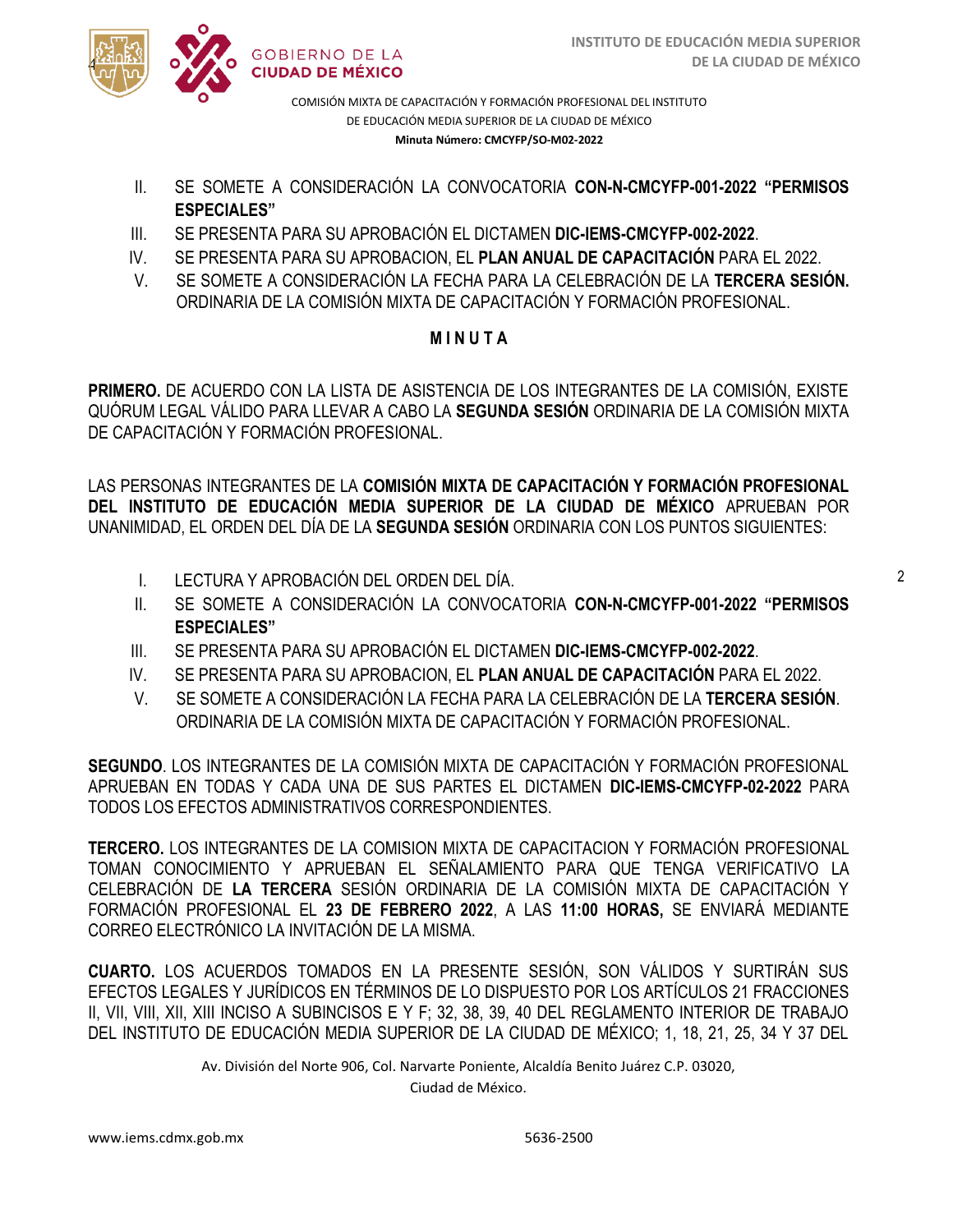II. SE SOMETE A CONSIDERACIÓN LA CONVOCATORIA **CON-N-CMCYFP-001-2022 “PERMISOS ESPECIALES”**

III. SE PRESENTA PARA SU APROBACIÓN EL DICTAMEN **DIC-IEMS-CMCYFP-002-2022**.

IV. SE PRESENTA PARA SU APROBACION, EL **PLAN ANUAL DE CAPACITACIÓN** PARA EL 2022.

V. SE SOMETE A CONSIDERACIÓN LA FECHA PARA LA CELEBRACIÓN DE LA **TERCERA SESIÓN.** ORDINARIA DE LA COMISIÓN MIXTA DE CAPACITACIÓN Y FORMACIÓN PROFESIONAL.

**M I N U T A**

**PRIMERO.** DE ACUERDO CON LA LISTA DE ASISTENCIA DE LOS INTEGRANTES DE LA COMISIÓN, EXISTE QUÓRUM LEGAL VÁLIDO PARA LLEVAR A CABO LA **SEGUNDA SESIÓN** ORDINARIA DE LA COMISIÓN MIXTA DE CAPACITACIÓN Y FORMACIÓN PROFESIONAL.

LAS PERSONAS INTEGRANTES DE LA **COMISIÓN MIXTA DE CAPACITACIÓN Y FORMACIÓN PROFESIONAL DEL INSTITUTO DE EDUCACIÓN MEDIA SUPERIOR DE LA CIUDAD DE MÉXICO** APRUEBAN POR UNANIMIDAD, EL ORDEN DEL DÍA DE LA **SEGUNDA SESIÓN** ORDINARIA CON LOS PUNTOS SIGUIENTES:

I. LECTURA Y APROBACIÓN DEL ORDEN DEL DÍA.

II. SE SOMETE A CONSIDERACIÓN LA CONVOCATORIA **CON-N-CMCYFP-001-2022 “PERMISOS ESPECIALES”**

III. SE PRESENTA PARA SU APROBACIÓN EL DICTAMEN **DIC-IEMS-CMCYFP-002-2022**.

IV. SE PRESENTA PARA SU APROBACION, EL **PLAN ANUAL DE CAPACITACIÓN** PARA EL 2022.

V. SE SOMETE A CONSIDERACIÓN LA FECHA PARA LA CELEBRACIÓN DE LA **TERCERA SESIÓN**. ORDINARIA DE LA COMISIÓN MIXTA DE CAPACITACIÓN Y FORMACIÓN PROFESIONAL.

**SEGUNDO**. LOS INTEGRANTES DE LA COMISIÓN MIXTA DE CAPACITACIÓN Y FORMACIÓN PROFESIONAL APRUEBAN EN TODAS Y CADA UNA DE SUS PARTES EL DICTAMEN **DIC-IEMS-CMCYFP-02-2022** PARA TODOS LOS EFECTOS ADMINISTRATIVOS CORRESPONDIENTES.

**TERCERO.** LOS INTEGRANTES DE LA COMISION MIXTA DE CAPACITACION Y FORMACIÓN PROFESIONAL TOMAN CONOCIMIENTO Y APRUEBAN EL SEÑALAMIENTO PARA QUE TENGA VERIFICATIVO LA CELEBRACIÓN DE **LA TERCERA** SESIÓN ORDINARIA DE LA COMISIÓN MIXTA DE CAPACITACIÓN Y FORMACIÓN PROFESIONAL EL **23 DE FEBRERO 2022**, A LAS **11:00 HORAS,** SE ENVIARÁ MEDIANTE CORREO ELECTRÓNICO LA INVITACIÓN DE LA MISMA.

**CUARTO.** LOS ACUERDOS TOMADOS EN LA PRESENTE SESIÓN, SON VÁLIDOS Y SURTIRÁN SUS EFECTOS LEGALES Y JURÍDICOS EN TÉRMINOS DE LO DISPUESTO POR LOS ARTÍCULOS 21 FRACCIONES II, VII, VIII, XII, XIII INCISO A SUBINCISOS E Y F; 32, 38, 39, 40 DEL REGLAMENTO INTERIOR DE TRABAJO DEL INSTITUTO DE EDUCACIÓN MEDIA SUPERIOR DE LA CIUDAD DE MÉXICO; 1, 18, 21, 25, 34 Y 37 DEL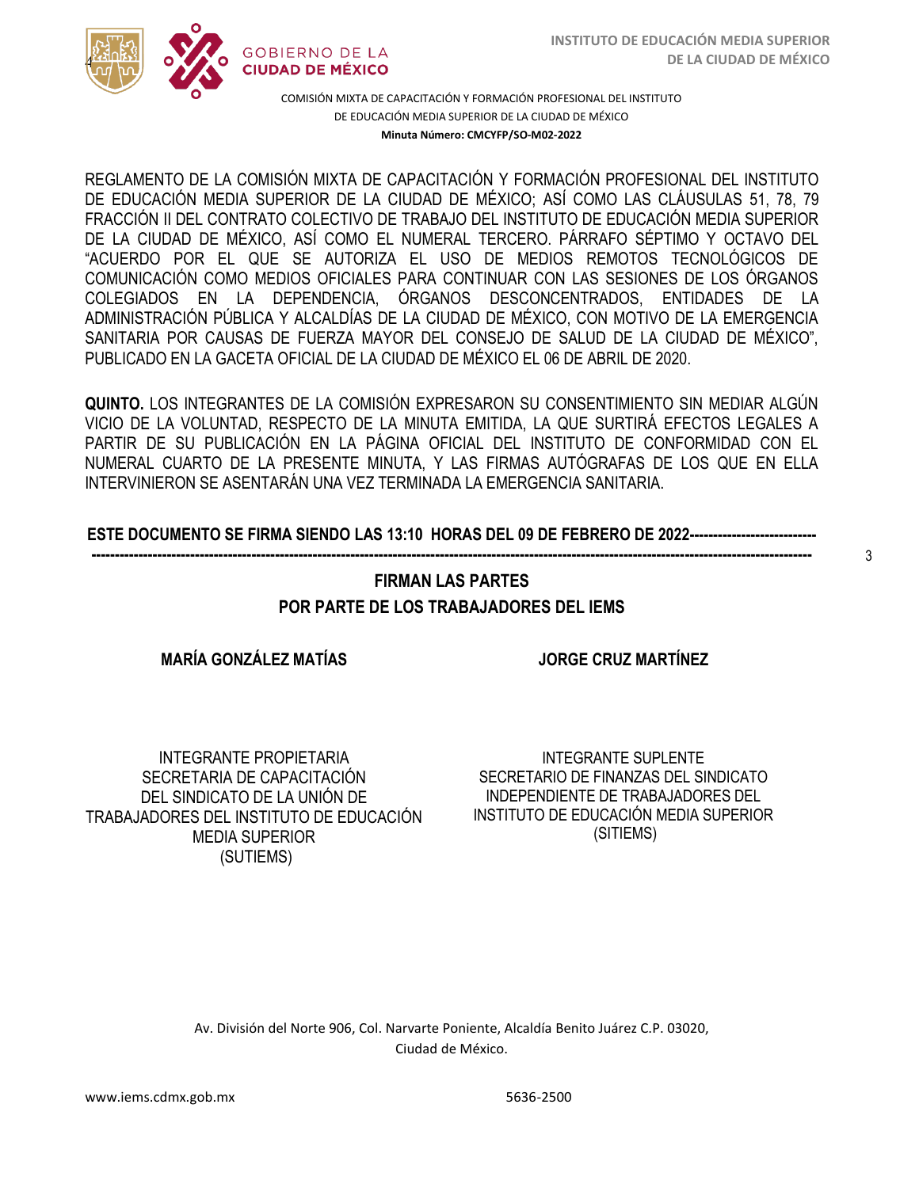REGLAMENTO DE LA COMISIÓN MIXTA DE CAPACITACIÓN Y FORMACIÓN PROFESIONAL DEL INSTITUTO DE EDUCACIÓN MEDIA SUPERIOR DE LA CIUDAD DE MÉXICO; ASÍ COMO LAS CLÁUSULAS 51, 78, 79 FRACCIÓN II DEL CONTRATO COLECTIVO DE TRABAJO DEL INSTITUTO DE EDUCACIÓN MEDIA SUPERIOR DE LA CIUDAD DE MÉXICO, ASÍ COMO EL NUMERAL TERCERO. PÁRRAFO SÉPTIMO Y OCTAVO DEL "ACUERDO POR EL QUE SE AUTORIZA EL USO DE MEDIOS REMOTOS TECNOLÓGICOS DE COMUNICACIÓN COMO MEDIOS OFICIALES PARA CONTINUAR CON LAS SESIONES DE LOS ÓRGANOS COLEGIADOS EN LA DEPENDENCIA, ÓRGANOS DESCONCENTRADOS, ENTIDADES DE LA ADMINISTRACIÓN PÚBLICA Y ALCALDÍAS DE LA CIUDAD DE MÉXICO, CON MOTIVO DE LA EMERGENCIA SANITARIA POR CAUSAS DE FUERZA MAYOR DEL CONSEJO DE SALUD DE LA CIUDAD DE MÉXICO", PUBLICADO EN LA GACETA OFICIAL DE LA CIUDAD DE MÉXICO EL 06 DE ABRIL DE 2020.

**QUINTO.** LOS INTEGRANTES DE LA COMISIÓN EXPRESARON SU CONSENTIMIENTO SIN MEDIAR ALGÚN VICIO DE LA VOLUNTAD, RESPECTO DE LA MINUTA EMITIDA, LA QUE SURTIRÁ EFECTOS LEGALES A PARTIR DE SU PUBLICACIÓN EN LA PÁGINA OFICIAL DEL INSTITUTO DE CONFORMIDAD CON EL NUMERAL CUARTO DE LA PRESENTE MINUTA, Y LAS FIRMAS AUTÓGRAFAS DE LOS QUE EN ELLA INTERVINIERON SE ASENTARÁN UNA VEZ TERMINADA LA EMERGENCIA SANITARIA.

**ESTE DOCUMENTO SE FIRMA SIENDO LAS 13:10 HORAS DEL 09 DE FEBRERO DE 2022-----------------------------------------------------------------------------------------------------------------------------------------------------------**

**FIRMAN LAS PARTES**

**POR PARTE DE LOS TRABAJADORES DEL IEMS**

| **MARÍA GONZÁLEZ MATÍAS** | **JORGE CRUZ MARTÍNEZ** |
|---|---|
| INTEGRANTE PROPIETARIA<br>SECRETARIA DE CAPACITACIÓN DEL SINDICATO DE LA UNIÓN DE TRABAJADORES DEL INSTITUTO DE EDUCACIÓN MEDIA SUPERIOR<br>(SUTIEMS) | INTEGRANTE SUPLENTE<br>SECRETARIO DE FINANZAS DEL SINDICATO INDEPENDIENTE DE TRABAJADORES DEL INSTITUTO DE EDUCACIÓN MEDIA SUPERIOR<br>(SITIEMS) |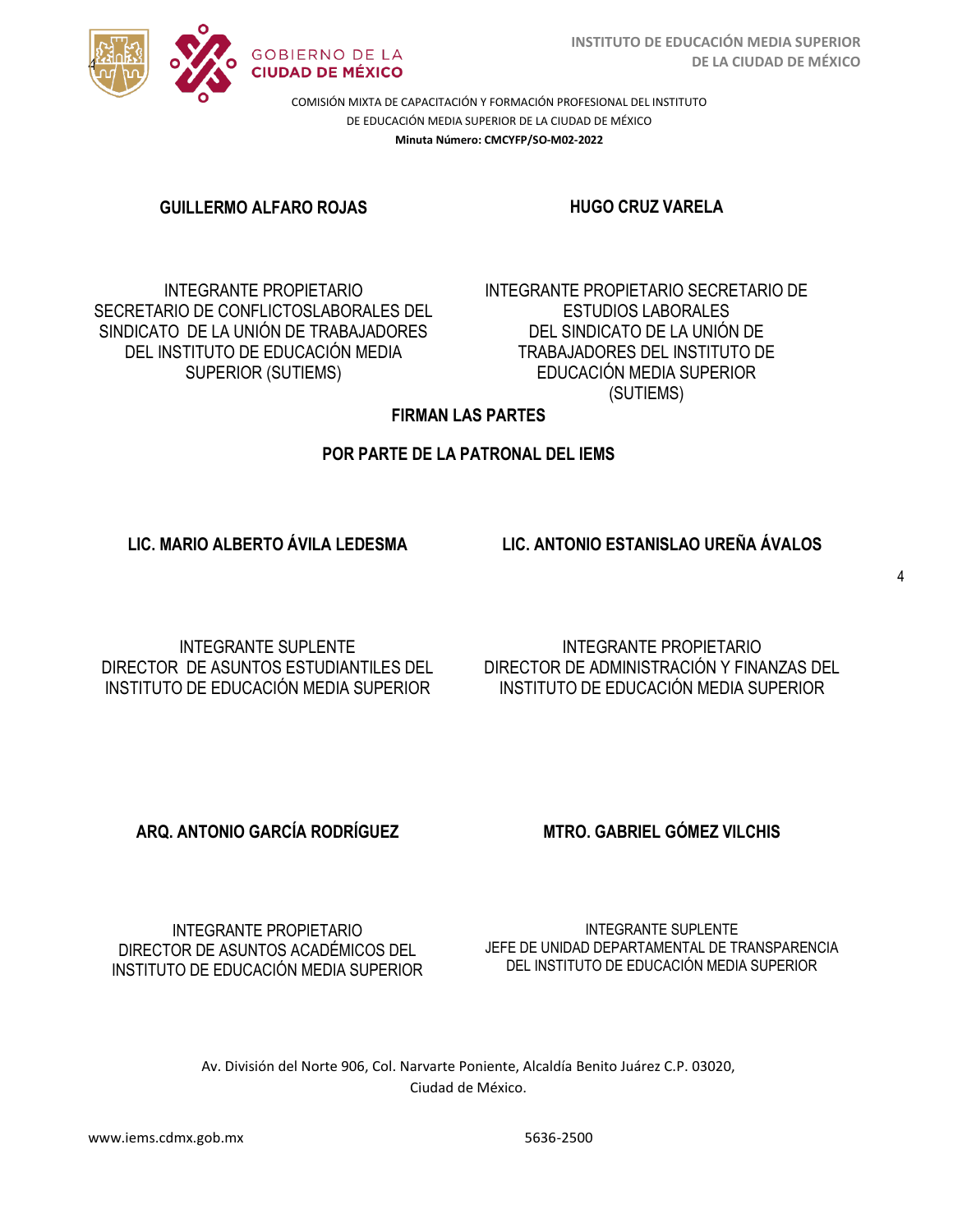COMISIÓN MIXTA DE CAPACITACIÓN Y FORMACIÓN PROFESIONAL DEL INSTITUTO DE EDUCACIÓN MEDIA SUPERIOR DE LA CIUDAD DE MÉXICO

**Minuta Número: CMCYFP/SO-M02-2022**

**GUILLERMO ALFARO ROJAS**

INTEGRANTE PROPIETARIO
SECRETARIO DE CONFLICTOSLABORALES DEL SINDICATO DE LA UNIÓN DE TRABAJADORES DEL INSTITUTO DE EDUCACIÓN MEDIA SUPERIOR (SUTIEMS)

**HUGO CRUZ VARELA**

INTEGRANTE PROPIETARIO SECRETARIO DE ESTUDIOS LABORALES
DEL SINDICATO DE LA UNIÓN DE TRABAJADORES DEL INSTITUTO DE EDUCACIÓN MEDIA SUPERIOR (SUTIEMS)

**FIRMAN LAS PARTES**

**POR PARTE DE LA PATRONAL DEL IEMS**

**LIC. MARIO ALBERTO ÁVILA LEDESMA**

INTEGRANTE SUPLENTE
DIRECTOR DE ASUNTOS ESTUDIANTILES DEL INSTITUTO DE EDUCACIÓN MEDIA SUPERIOR

**LIC. ANTONIO ESTANISLAO UREÑA ÁVALOS**

INTEGRANTE PROPIETARIO
DIRECTOR DE ADMINISTRACIÓN Y FINANZAS DEL INSTITUTO DE EDUCACIÓN MEDIA SUPERIOR

**ARQ. ANTONIO GARCÍA RODRÍGUEZ**

INTEGRANTE PROPIETARIO
DIRECTOR DE ASUNTOS ACADÉMICOS DEL INSTITUTO DE EDUCACIÓN MEDIA SUPERIOR

**MTRO. GABRIEL GÓMEZ VILCHIS**

INTEGRANTE SUPLENTE
JEFE DE UNIDAD DEPARTAMENTAL DE TRANSPARENCIA DEL INSTITUTO DE EDUCACIÓN MEDIA SUPERIOR